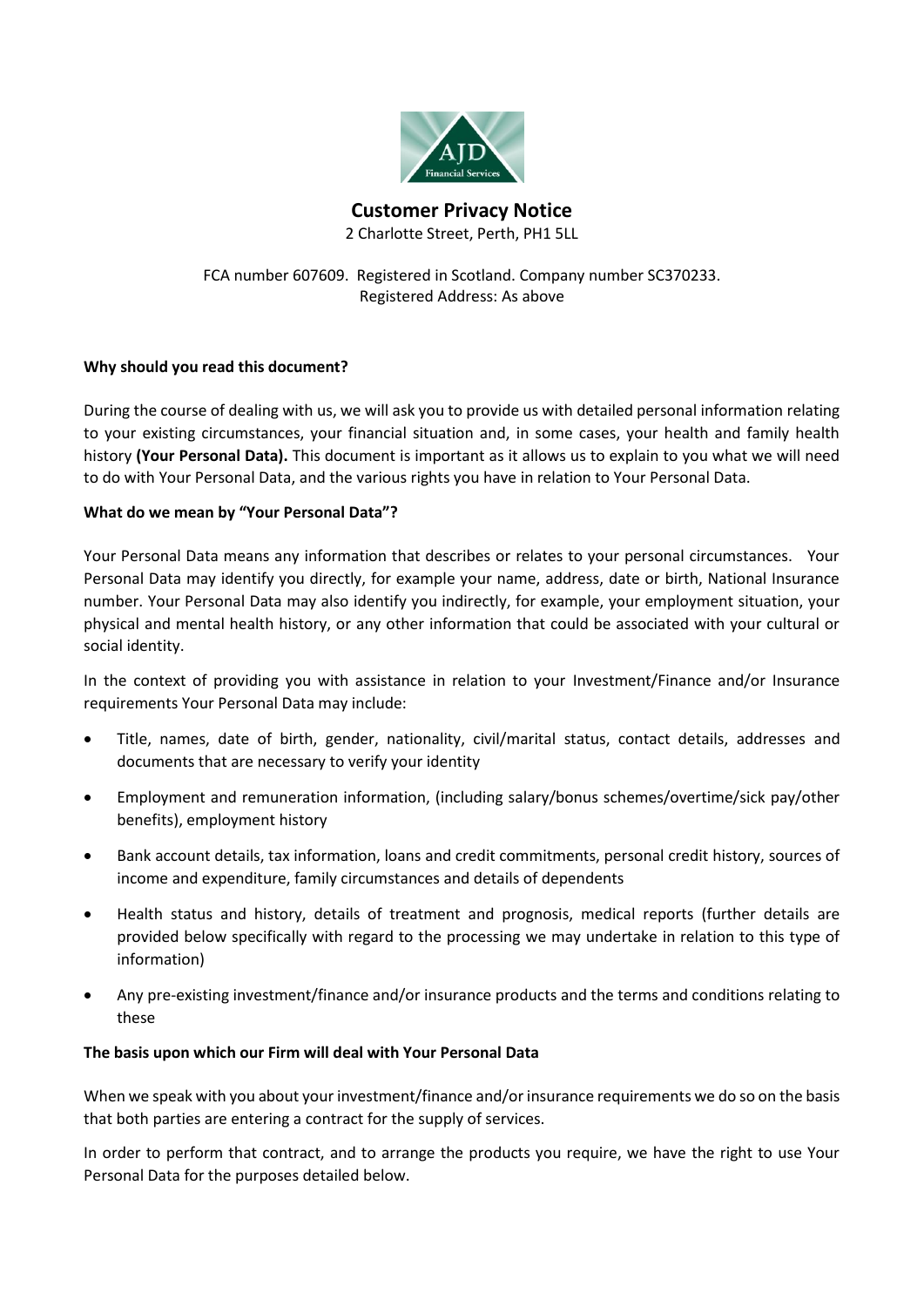# Customer Privacy Notice

2 Charlotte Street, Perth, PH1 5LL

FCA number 607609. Registered in Scotland. Company number SC370233.
Registered Address: As above

**Why should you read this document?**

During the course of dealing with us, we will ask you to provide us with detailed personal information relating to your existing circumstances, your financial situation and, in some cases, your health and family health history **(Your Personal Data).** This document is important as it allows us to explain to you what we will need to do with Your Personal Data, and the various rights you have in relation to Your Personal Data.

**What do we mean by "Your Personal Data"?**

Your Personal Data means any information that describes or relates to your personal circumstances. Your Personal Data may identify you directly, for example your name, address, date or birth, National Insurance number. Your Personal Data may also identify you indirectly, for example, your employment situation, your physical and mental health history, or any other information that could be associated with your cultural or social identity.

In the context of providing you with assistance in relation to your Investment/Finance and/or Insurance requirements Your Personal Data may include:

- Title, names, date of birth, gender, nationality, civil/marital status, contact details, addresses and documents that are necessary to verify your identity
- Employment and remuneration information, (including salary/bonus schemes/overtime/sick pay/other benefits), employment history
- Bank account details, tax information, loans and credit commitments, personal credit history, sources of income and expenditure, family circumstances and details of dependents
- Health status and history, details of treatment and prognosis, medical reports (further details are provided below specifically with regard to the processing we may undertake in relation to this type of information)
- Any pre-existing investment/finance and/or insurance products and the terms and conditions relating to these

**The basis upon which our Firm will deal with Your Personal Data**

When we speak with you about your investment/finance and/or insurance requirements we do so on the basis that both parties are entering a contract for the supply of services.

In order to perform that contract, and to arrange the products you require, we have the right to use Your Personal Data for the purposes detailed below.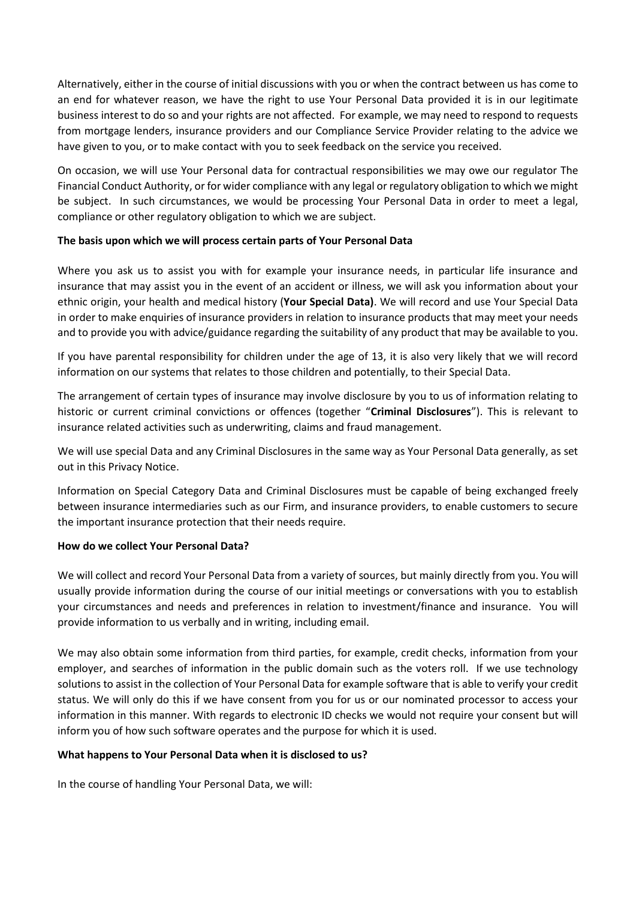Alternatively, either in the course of initial discussions with you or when the contract between us has come to an end for whatever reason, we have the right to use Your Personal Data provided it is in our legitimate business interest to do so and your rights are not affected. For example, we may need to respond to requests from mortgage lenders, insurance providers and our Compliance Service Provider relating to the advice we have given to you, or to make contact with you to seek feedback on the service you received.

On occasion, we will use Your Personal data for contractual responsibilities we may owe our regulator The Financial Conduct Authority, or for wider compliance with any legal or regulatory obligation to which we might be subject. In such circumstances, we would be processing Your Personal Data in order to meet a legal, compliance or other regulatory obligation to which we are subject.

**The basis upon which we will process certain parts of Your Personal Data**

Where you ask us to assist you with for example your insurance needs, in particular life insurance and insurance that may assist you in the event of an accident or illness, we will ask you information about your ethnic origin, your health and medical history (**Your Special Data)**. We will record and use Your Special Data in order to make enquiries of insurance providers in relation to insurance products that may meet your needs and to provide you with advice/guidance regarding the suitability of any product that may be available to you.

If you have parental responsibility for children under the age of 13, it is also very likely that we will record information on our systems that relates to those children and potentially, to their Special Data.

The arrangement of certain types of insurance may involve disclosure by you to us of information relating to historic or current criminal convictions or offences (together "**Criminal Disclosures**"). This is relevant to insurance related activities such as underwriting, claims and fraud management.

We will use special Data and any Criminal Disclosures in the same way as Your Personal Data generally, as set out in this Privacy Notice.

Information on Special Category Data and Criminal Disclosures must be capable of being exchanged freely between insurance intermediaries such as our Firm, and insurance providers, to enable customers to secure the important insurance protection that their needs require.

**How do we collect Your Personal Data?**

We will collect and record Your Personal Data from a variety of sources, but mainly directly from you. You will usually provide information during the course of our initial meetings or conversations with you to establish your circumstances and needs and preferences in relation to investment/finance and insurance. You will provide information to us verbally and in writing, including email.

We may also obtain some information from third parties, for example, credit checks, information from your employer, and searches of information in the public domain such as the voters roll. If we use technology solutions to assist in the collection of Your Personal Data for example software that is able to verify your credit status. We will only do this if we have consent from you for us or our nominated processor to access your information in this manner. With regards to electronic ID checks we would not require your consent but will inform you of how such software operates and the purpose for which it is used.

**What happens to Your Personal Data when it is disclosed to us?**

In the course of handling Your Personal Data, we will: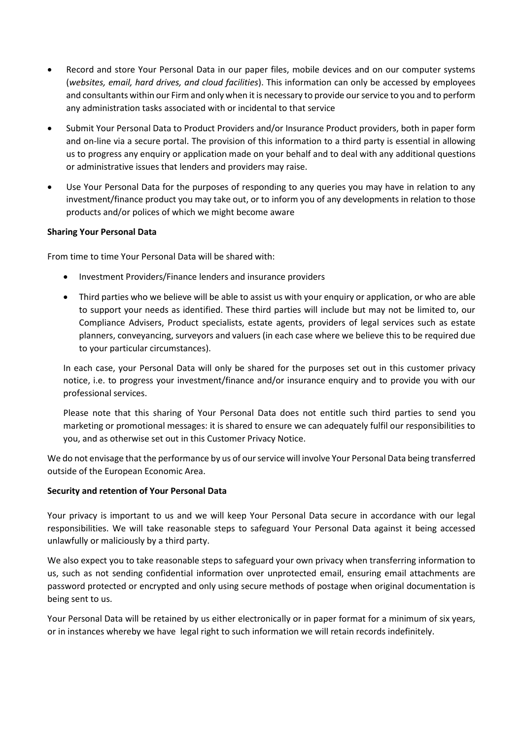- Record and store Your Personal Data in our paper files, mobile devices and on our computer systems (*websites, email, hard drives, and cloud facilities*). This information can only be accessed by employees and consultants within our Firm and only when it is necessary to provide our service to you and to perform any administration tasks associated with or incidental to that service
- Submit Your Personal Data to Product Providers and/or Insurance Product providers, both in paper form and on-line via a secure portal. The provision of this information to a third party is essential in allowing us to progress any enquiry or application made on your behalf and to deal with any additional questions or administrative issues that lenders and providers may raise.
- Use Your Personal Data for the purposes of responding to any queries you may have in relation to any investment/finance product you may take out, or to inform you of any developments in relation to those products and/or polices of which we might become aware

**Sharing Your Personal Data**

From time to time Your Personal Data will be shared with:

- Investment Providers/Finance lenders and insurance providers
- Third parties who we believe will be able to assist us with your enquiry or application, or who are able to support your needs as identified. These third parties will include but may not be limited to, our Compliance Advisers, Product specialists, estate agents, providers of legal services such as estate planners, conveyancing, surveyors and valuers (in each case where we believe this to be required due to your particular circumstances).

In each case, your Personal Data will only be shared for the purposes set out in this customer privacy notice, i.e. to progress your investment/finance and/or insurance enquiry and to provide you with our professional services.

Please note that this sharing of Your Personal Data does not entitle such third parties to send you marketing or promotional messages: it is shared to ensure we can adequately fulfil our responsibilities to you, and as otherwise set out in this Customer Privacy Notice.

We do not envisage that the performance by us of our service will involve Your Personal Data being transferred outside of the European Economic Area.

**Security and retention of Your Personal Data**

Your privacy is important to us and we will keep Your Personal Data secure in accordance with our legal responsibilities. We will take reasonable steps to safeguard Your Personal Data against it being accessed unlawfully or maliciously by a third party.

We also expect you to take reasonable steps to safeguard your own privacy when transferring information to us, such as not sending confidential information over unprotected email, ensuring email attachments are password protected or encrypted and only using secure methods of postage when original documentation is being sent to us.

Your Personal Data will be retained by us either electronically or in paper format for a minimum of six years, or in instances whereby we have legal right to such information we will retain records indefinitely.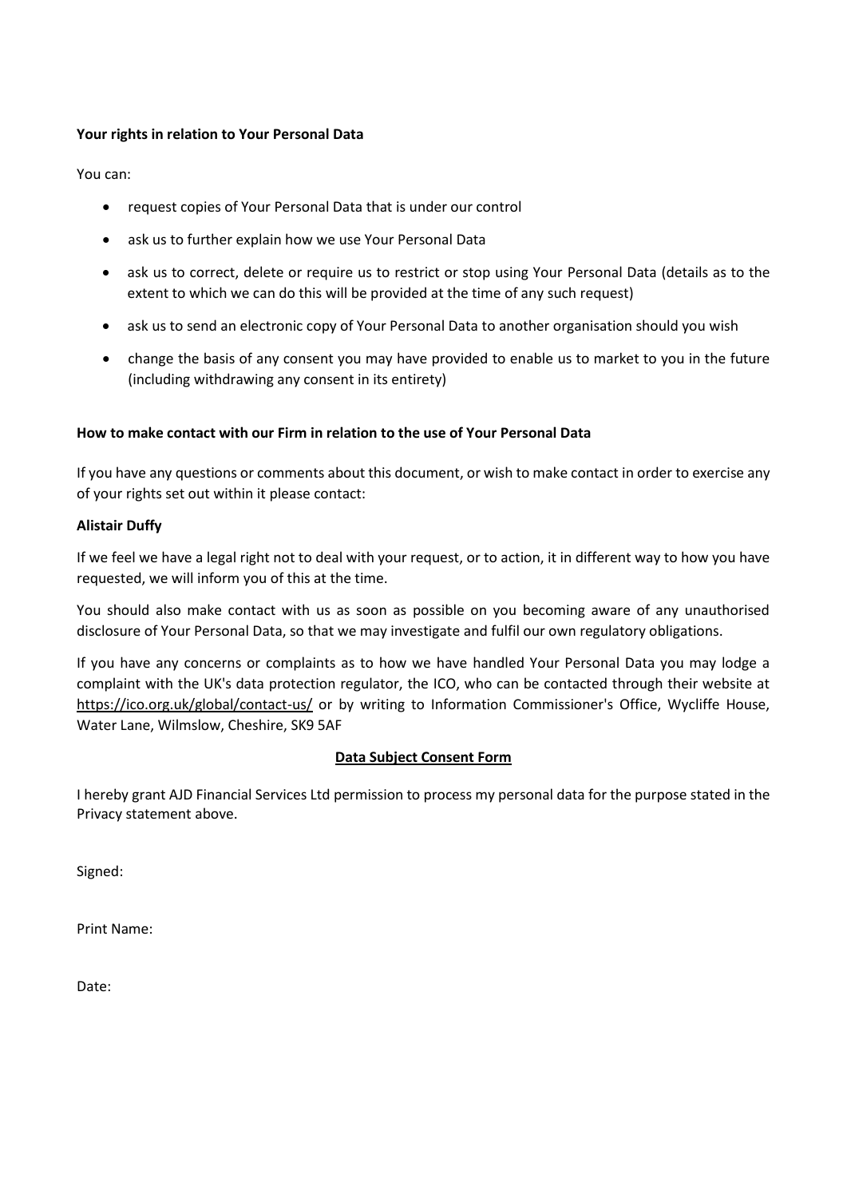**Your rights in relation to Your Personal Data**

You can:

- request copies of Your Personal Data that is under our control
- ask us to further explain how we use Your Personal Data
- ask us to correct, delete or require us to restrict or stop using Your Personal Data (details as to the extent to which we can do this will be provided at the time of any such request)
- ask us to send an electronic copy of Your Personal Data to another organisation should you wish
- change the basis of any consent you may have provided to enable us to market to you in the future (including withdrawing any consent in its entirety)

**How to make contact with our Firm in relation to the use of Your Personal Data**

If you have any questions or comments about this document, or wish to make contact in order to exercise any of your rights set out within it please contact:

**Alistair Duffy**

If we feel we have a legal right not to deal with your request, or to action, it in different way to how you have requested, we will inform you of this at the time.

You should also make contact with us as soon as possible on you becoming aware of any unauthorised disclosure of Your Personal Data, so that we may investigate and fulfil our own regulatory obligations.

If you have any concerns or complaints as to how we have handled Your Personal Data you may lodge a complaint with the UK's data protection regulator, the ICO, who can be contacted through their website at https://ico.org.uk/global/contact-us/ or by writing to Information Commissioner's Office, Wycliffe House, Water Lane, Wilmslow, Cheshire, SK9 5AF

**Data Subject Consent Form**

I hereby grant AJD Financial Services Ltd permission to process my personal data for the purpose stated in the Privacy statement above.

Signed:

Print Name:

Date: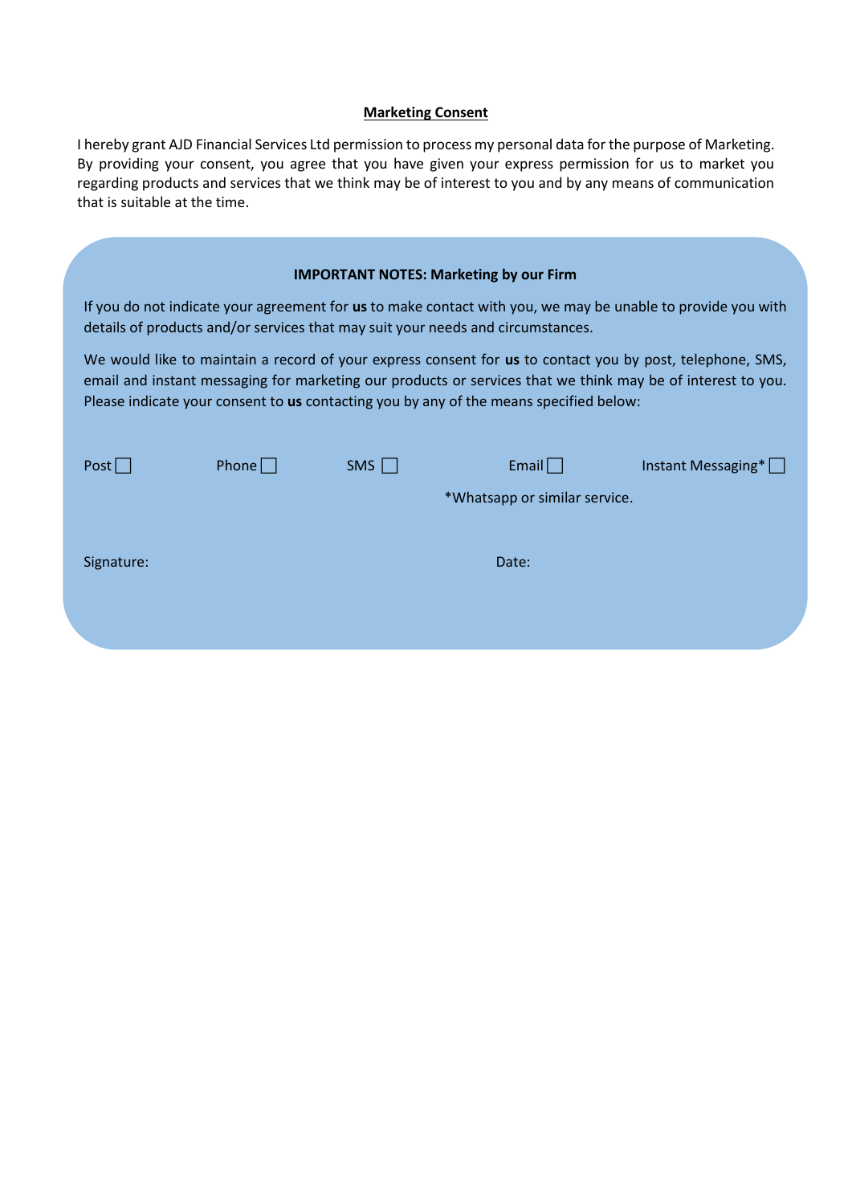## Marketing Consent

I hereby grant AJD Financial Services Ltd permission to process my personal data for the purpose of Marketing. By providing your consent, you agree that you have given your express permission for us to market you regarding products and services that we think may be of interest to you and by any means of communication that is suitable at the time.

**IMPORTANT NOTES: Marketing by our Firm**

If you do not indicate your agreement for **us** to make contact with you, we may be unable to provide you with details of products and/or services that may suit your needs and circumstances.

We would like to maintain a record of your express consent for **us** to contact you by post, telephone, SMS, email and instant messaging for marketing our products or services that we think may be of interest to you. Please indicate your consent to **us** contacting you by any of the means specified below:

Post ☐ Phone ☐ SMS ☐ Email ☐ Instant Messaging* ☐

*Whatsapp or similar service.

Signature: Date: